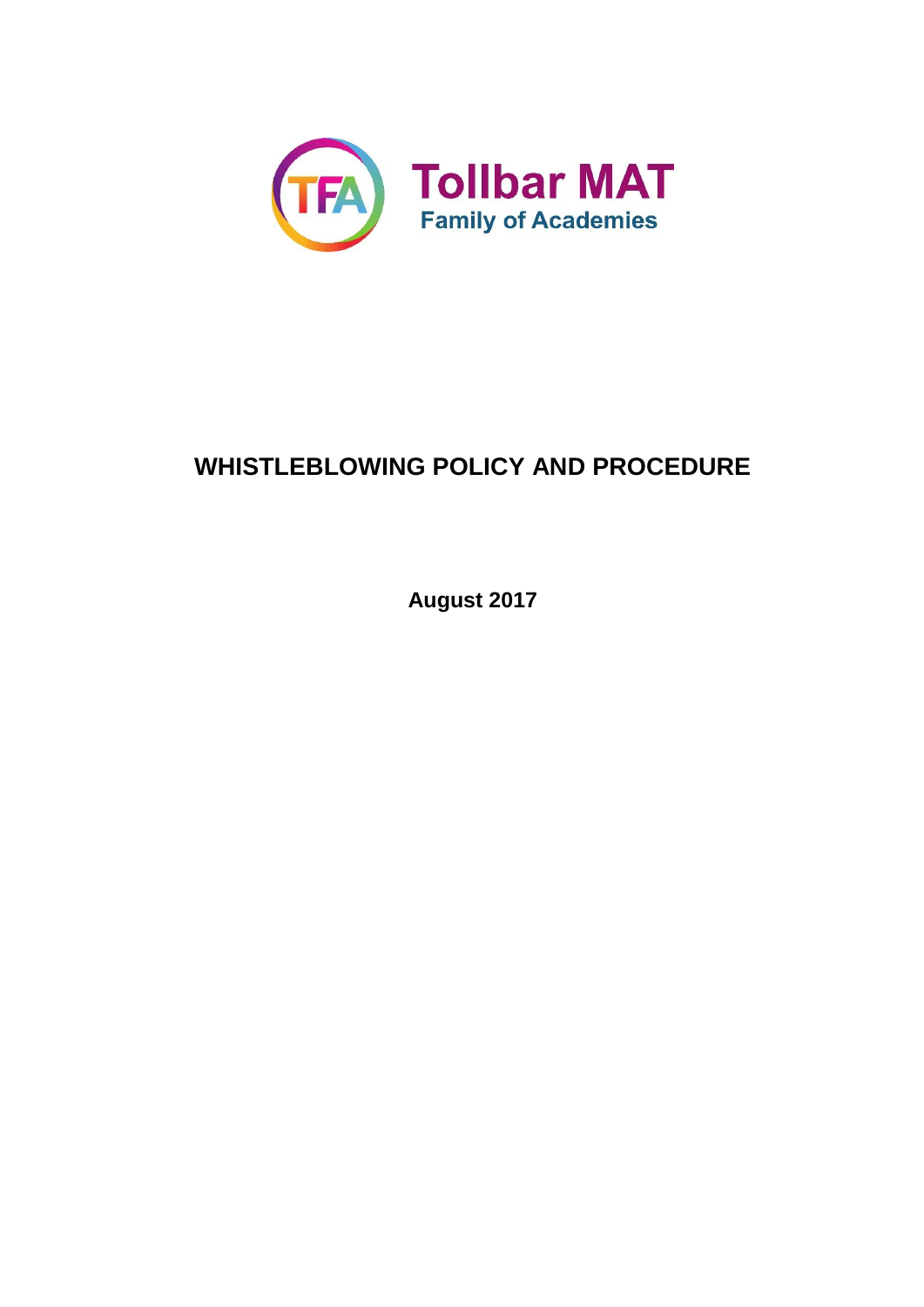Tollbar MAT
Family of Academies

# WHISTLEBLOWING POLICY AND PROCEDURE

**August 2017**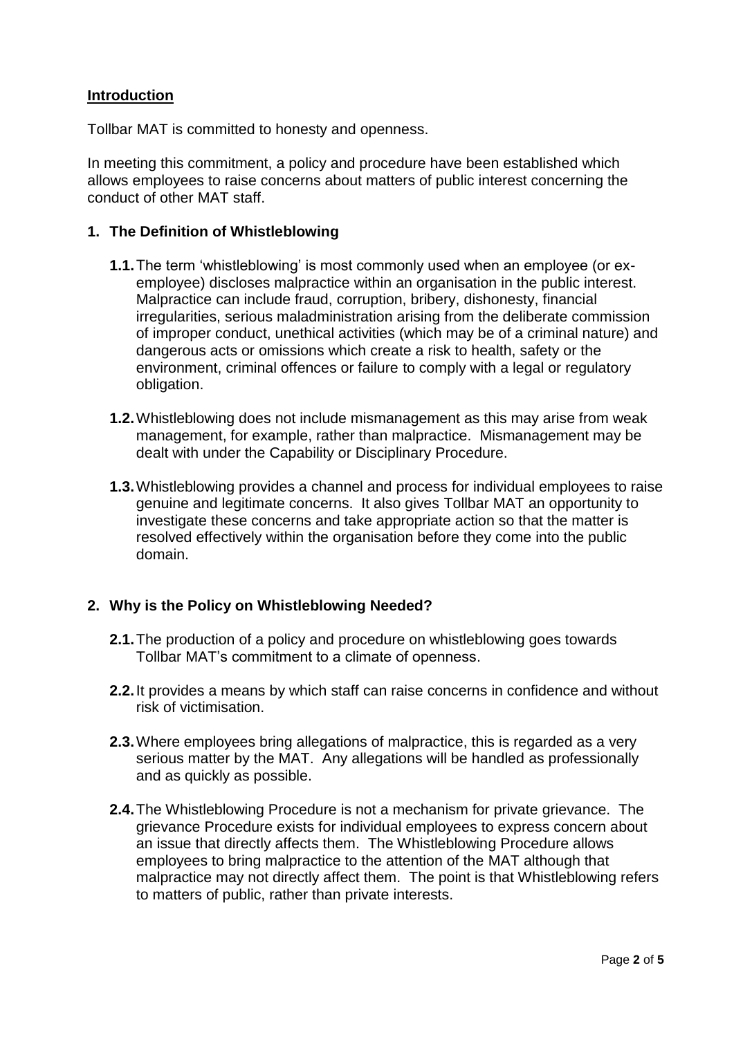## Introduction

Tollbar MAT is committed to honesty and openness.

In meeting this commitment, a policy and procedure have been established which allows employees to raise concerns about matters of public interest concerning the conduct of other MAT staff.

## 1. The Definition of Whistleblowing

**1.1.** The term 'whistleblowing' is most commonly used when an employee (or ex-employee) discloses malpractice within an organisation in the public interest. Malpractice can include fraud, corruption, bribery, dishonesty, financial irregularities, serious maladministration arising from the deliberate commission of improper conduct, unethical activities (which may be of a criminal nature) and dangerous acts or omissions which create a risk to health, safety or the environment, criminal offences or failure to comply with a legal or regulatory obligation.

**1.2.** Whistleblowing does not include mismanagement as this may arise from weak management, for example, rather than malpractice. Mismanagement may be dealt with under the Capability or Disciplinary Procedure.

**1.3.** Whistleblowing provides a channel and process for individual employees to raise genuine and legitimate concerns. It also gives Tollbar MAT an opportunity to investigate these concerns and take appropriate action so that the matter is resolved effectively within the organisation before they come into the public domain.

## 2. Why is the Policy on Whistleblowing Needed?

**2.1.** The production of a policy and procedure on whistleblowing goes towards Tollbar MAT's commitment to a climate of openness.

**2.2.** It provides a means by which staff can raise concerns in confidence and without risk of victimisation.

**2.3.** Where employees bring allegations of malpractice, this is regarded as a very serious matter by the MAT. Any allegations will be handled as professionally and as quickly as possible.

**2.4.** The Whistleblowing Procedure is not a mechanism for private grievance. The grievance Procedure exists for individual employees to express concern about an issue that directly affects them. The Whistleblowing Procedure allows employees to bring malpractice to the attention of the MAT although that malpractice may not directly affect them. The point is that Whistleblowing refers to matters of public, rather than private interests.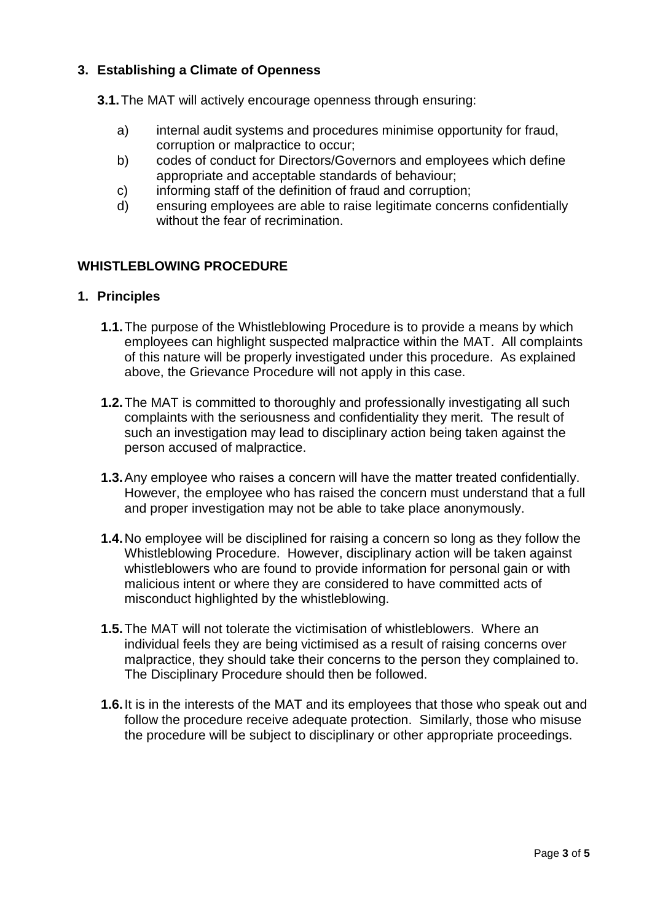## 3. Establishing a Climate of Openness

**3.1.** The MAT will actively encourage openness through ensuring:

a) internal audit systems and procedures minimise opportunity for fraud, corruption or malpractice to occur;

b) codes of conduct for Directors/Governors and employees which define appropriate and acceptable standards of behaviour;

c) informing staff of the definition of fraud and corruption;

d) ensuring employees are able to raise legitimate concerns confidentially without the fear of recrimination.

# WHISTLEBLOWING PROCEDURE

## 1. Principles

**1.1.** The purpose of the Whistleblowing Procedure is to provide a means by which employees can highlight suspected malpractice within the MAT. All complaints of this nature will be properly investigated under this procedure. As explained above, the Grievance Procedure will not apply in this case.

**1.2.** The MAT is committed to thoroughly and professionally investigating all such complaints with the seriousness and confidentiality they merit. The result of such an investigation may lead to disciplinary action being taken against the person accused of malpractice.

**1.3.** Any employee who raises a concern will have the matter treated confidentially. However, the employee who has raised the concern must understand that a full and proper investigation may not be able to take place anonymously.

**1.4.** No employee will be disciplined for raising a concern so long as they follow the Whistleblowing Procedure. However, disciplinary action will be taken against whistleblowers who are found to provide information for personal gain or with malicious intent or where they are considered to have committed acts of misconduct highlighted by the whistleblowing.

**1.5.** The MAT will not tolerate the victimisation of whistleblowers. Where an individual feels they are being victimised as a result of raising concerns over malpractice, they should take their concerns to the person they complained to. The Disciplinary Procedure should then be followed.

**1.6.** It is in the interests of the MAT and its employees that those who speak out and follow the procedure receive adequate protection. Similarly, those who misuse the procedure will be subject to disciplinary or other appropriate proceedings.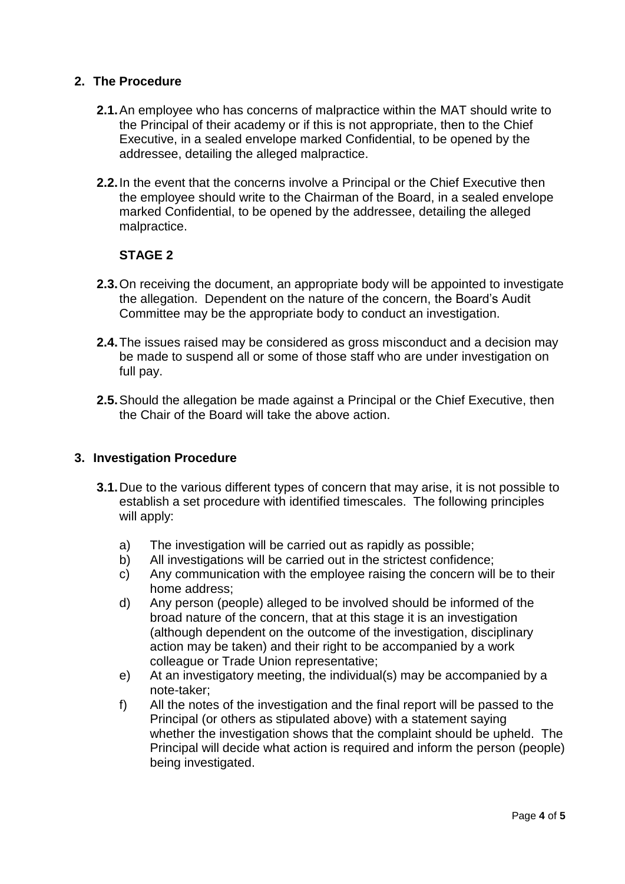## 2. The Procedure

**2.1.** An employee who has concerns of malpractice within the MAT should write to the Principal of their academy or if this is not appropriate, then to the Chief Executive, in a sealed envelope marked Confidential, to be opened by the addressee, detailing the alleged malpractice.

**2.2.** In the event that the concerns involve a Principal or the Chief Executive then the employee should write to the Chairman of the Board, in a sealed envelope marked Confidential, to be opened by the addressee, detailing the alleged malpractice.

### STAGE 2

**2.3.** On receiving the document, an appropriate body will be appointed to investigate the allegation. Dependent on the nature of the concern, the Board's Audit Committee may be the appropriate body to conduct an investigation.

**2.4.** The issues raised may be considered as gross misconduct and a decision may be made to suspend all or some of those staff who are under investigation on full pay.

**2.5.** Should the allegation be made against a Principal or the Chief Executive, then the Chair of the Board will take the above action.

## 3. Investigation Procedure

**3.1.** Due to the various different types of concern that may arise, it is not possible to establish a set procedure with identified timescales. The following principles will apply:

a) The investigation will be carried out as rapidly as possible;

b) All investigations will be carried out in the strictest confidence;

c) Any communication with the employee raising the concern will be to their home address;

d) Any person (people) alleged to be involved should be informed of the broad nature of the concern, that at this stage it is an investigation (although dependent on the outcome of the investigation, disciplinary action may be taken) and their right to be accompanied by a work colleague or Trade Union representative;

e) At an investigatory meeting, the individual(s) may be accompanied by a note-taker;

f) All the notes of the investigation and the final report will be passed to the Principal (or others as stipulated above) with a statement saying whether the investigation shows that the complaint should be upheld. The Principal will decide what action is required and inform the person (people) being investigated.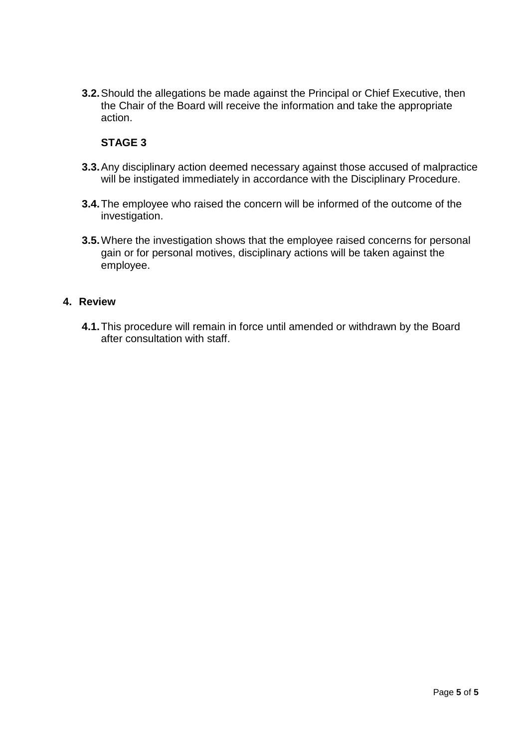**3.2.** Should the allegations be made against the Principal or Chief Executive, then the Chair of the Board will receive the information and take the appropriate action.

**STAGE 3**

**3.3.** Any disciplinary action deemed necessary against those accused of malpractice will be instigated immediately in accordance with the Disciplinary Procedure.

**3.4.** The employee who raised the concern will be informed of the outcome of the investigation.

**3.5.** Where the investigation shows that the employee raised concerns for personal gain or for personal motives, disciplinary actions will be taken against the employee.

## 4. Review

**4.1.** This procedure will remain in force until amended or withdrawn by the Board after consultation with staff.